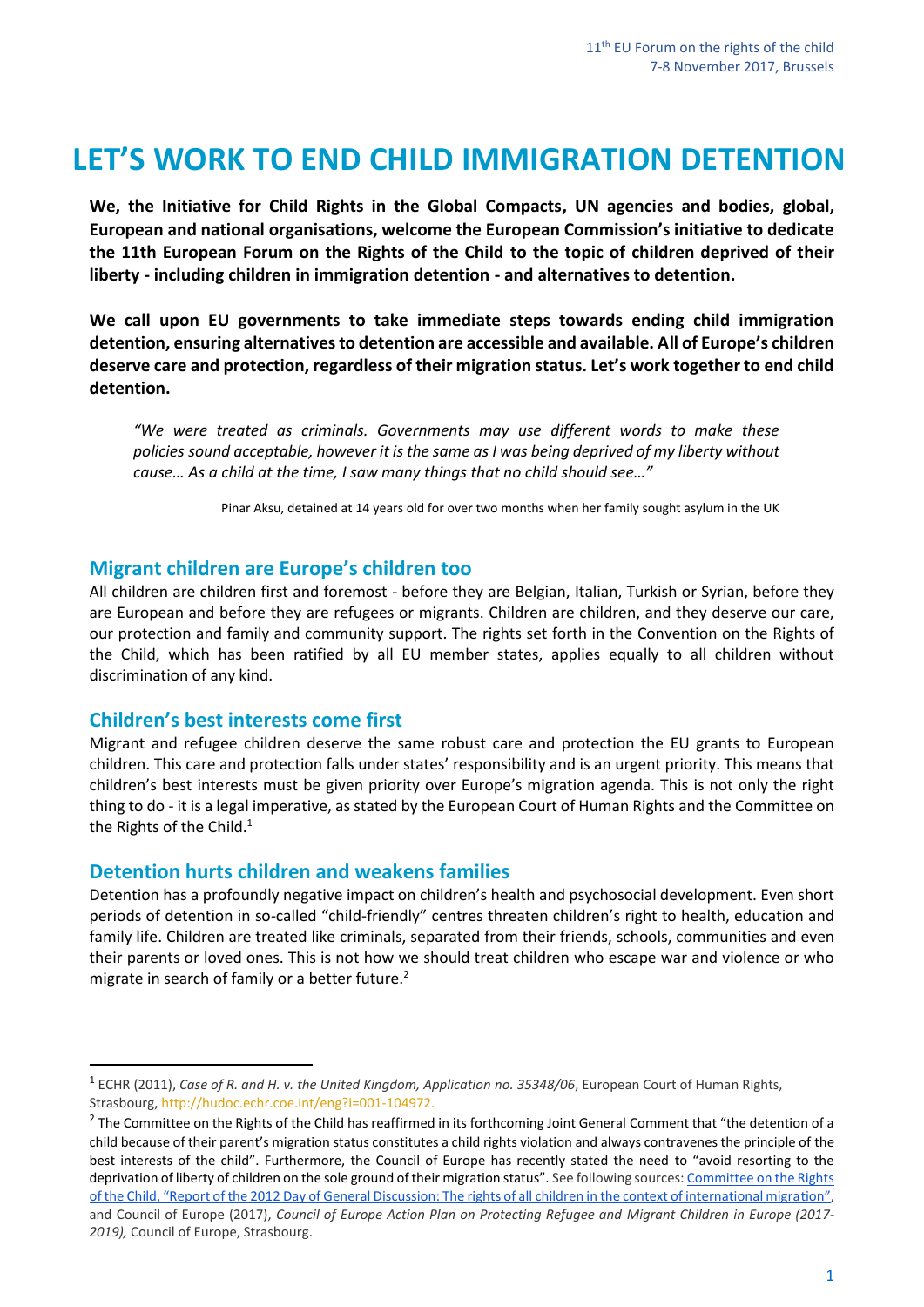# LET'S WORK TO END CHILD IMMIGRATION DETENTION

**We, the Initiative for Child Rights in the Global Compacts, UN agencies and bodies, global, European and national organisations, welcome the European Commission's initiative to dedicate the 11th European Forum on the Rights of the Child to the topic of children deprived of their liberty - including children in immigration detention - and alternatives to detention.**

**We call upon EU governments to take immediate steps towards ending child immigration detention, ensuring alternatives to detention are accessible and available. All of Europe's children deserve care and protection, regardless of their migration status. Let's work together to end child detention.**

> *"We were treated as criminals. Governments may use different words to make these policies sound acceptable, however it is the same as I was being deprived of my liberty without cause… As a child at the time, I saw many things that no child should see…"*
>
> Pinar Aksu, detained at 14 years old for over two months when her family sought asylum in the UK

## Migrant children are Europe's children too

All children are children first and foremost - before they are Belgian, Italian, Turkish or Syrian, before they are European and before they are refugees or migrants. Children are children, and they deserve our care, our protection and family and community support. The rights set forth in the Convention on the Rights of the Child, which has been ratified by all EU member states, applies equally to all children without discrimination of any kind.

## Children's best interests come first

Migrant and refugee children deserve the same robust care and protection the EU grants to European children. This care and protection falls under states' responsibility and is an urgent priority. This means that children's best interests must be given priority over Europe's migration agenda. This is not only the right thing to do - it is a legal imperative, as stated by the European Court of Human Rights and the Committee on the Rights of the Child.[1]

## Detention hurts children and weakens families

Detention has a profoundly negative impact on children's health and psychosocial development. Even short periods of detention in so-called "child-friendly" centres threaten children's right to health, education and family life. Children are treated like criminals, separated from their friends, schools, communities and even their parents or loved ones. This is not how we should treat children who escape war and violence or who migrate in search of family or a better future.[2]

---

[1] ECHR (2011), *Case of R. and H. v. the United Kingdom, Application no. 35348/06*, European Court of Human Rights, Strasbourg, http://hudoc.echr.coe.int/eng?i=001-104972.

[2] The Committee on the Rights of the Child has reaffirmed in its forthcoming Joint General Comment that "the detention of a child because of their parent's migration status constitutes a child rights violation and always contravenes the principle of the best interests of the child". Furthermore, the Council of Europe has recently stated the need to "avoid resorting to the deprivation of liberty of children on the sole ground of their migration status". See following sources: Committee on the Rights of the Child, "Report of the 2012 Day of General Discussion: The rights of all children in the context of international migration", and Council of Europe (2017), *Council of Europe Action Plan on Protecting Refugee and Migrant Children in Europe (2017-2019),* Council of Europe, Strasbourg.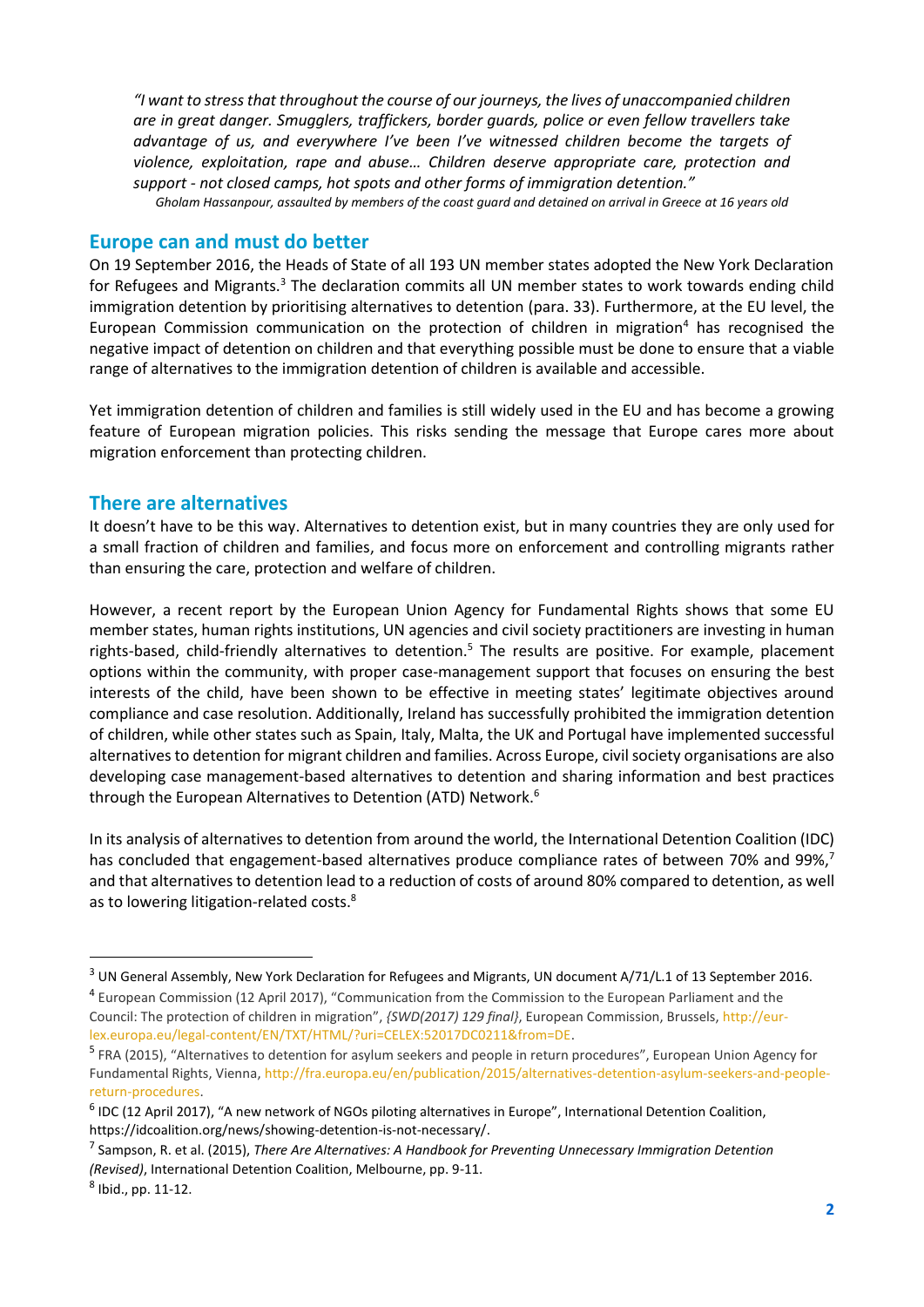*"I want to stress that throughout the course of our journeys, the lives of unaccompanied children are in great danger. Smugglers, traffickers, border guards, police or even fellow travellers take advantage of us, and everywhere I've been I've witnessed children become the targets of violence, exploitation, rape and abuse… Children deserve appropriate care, protection and support - not closed camps, hot spots and other forms of immigration detention."*

*Gholam Hassanpour, assaulted by members of the coast guard and detained on arrival in Greece at 16 years old*

## Europe can and must do better

On 19 September 2016, the Heads of State of all 193 UN member states adopted the New York Declaration for Refugees and Migrants.[3] The declaration commits all UN member states to work towards ending child immigration detention by prioritising alternatives to detention (para. 33). Furthermore, at the EU level, the European Commission communication on the protection of children in migration[4] has recognised the negative impact of detention on children and that everything possible must be done to ensure that a viable range of alternatives to the immigration detention of children is available and accessible.

Yet immigration detention of children and families is still widely used in the EU and has become a growing feature of European migration policies. This risks sending the message that Europe cares more about migration enforcement than protecting children.

## There are alternatives

It doesn't have to be this way. Alternatives to detention exist, but in many countries they are only used for a small fraction of children and families, and focus more on enforcement and controlling migrants rather than ensuring the care, protection and welfare of children.

However, a recent report by the European Union Agency for Fundamental Rights shows that some EU member states, human rights institutions, UN agencies and civil society practitioners are investing in human rights-based, child-friendly alternatives to detention.[5] The results are positive. For example, placement options within the community, with proper case-management support that focuses on ensuring the best interests of the child, have been shown to be effective in meeting states' legitimate objectives around compliance and case resolution. Additionally, Ireland has successfully prohibited the immigration detention of children, while other states such as Spain, Italy, Malta, the UK and Portugal have implemented successful alternatives to detention for migrant children and families. Across Europe, civil society organisations are also developing case management-based alternatives to detention and sharing information and best practices through the European Alternatives to Detention (ATD) Network.[6]

In its analysis of alternatives to detention from around the world, the International Detention Coalition (IDC) has concluded that engagement-based alternatives produce compliance rates of between 70% and 99%,[7] and that alternatives to detention lead to a reduction of costs of around 80% compared to detention, as well as to lowering litigation-related costs.[8]

---

[3] UN General Assembly, New York Declaration for Refugees and Migrants, UN document A/71/L.1 of 13 September 2016.

[4] European Commission (12 April 2017), "Communication from the Commission to the European Parliament and the Council: The protection of children in migration", *{SWD(2017) 129 final}*, European Commission, Brussels, http://eur-lex.europa.eu/legal-content/EN/TXT/HTML/?uri=CELEX:52017DC0211&from=DE.

[5] FRA (2015), "Alternatives to detention for asylum seekers and people in return procedures", European Union Agency for Fundamental Rights, Vienna, http://fra.europa.eu/en/publication/2015/alternatives-detention-asylum-seekers-and-people-return-procedures.

[6] IDC (12 April 2017), "A new network of NGOs piloting alternatives in Europe", International Detention Coalition, https://idcoalition.org/news/showing-detention-is-not-necessary/.

[7] Sampson, R. et al. (2015), *There Are Alternatives: A Handbook for Preventing Unnecessary Immigration Detention (Revised)*, International Detention Coalition, Melbourne, pp. 9-11.

[8] Ibid., pp. 11-12.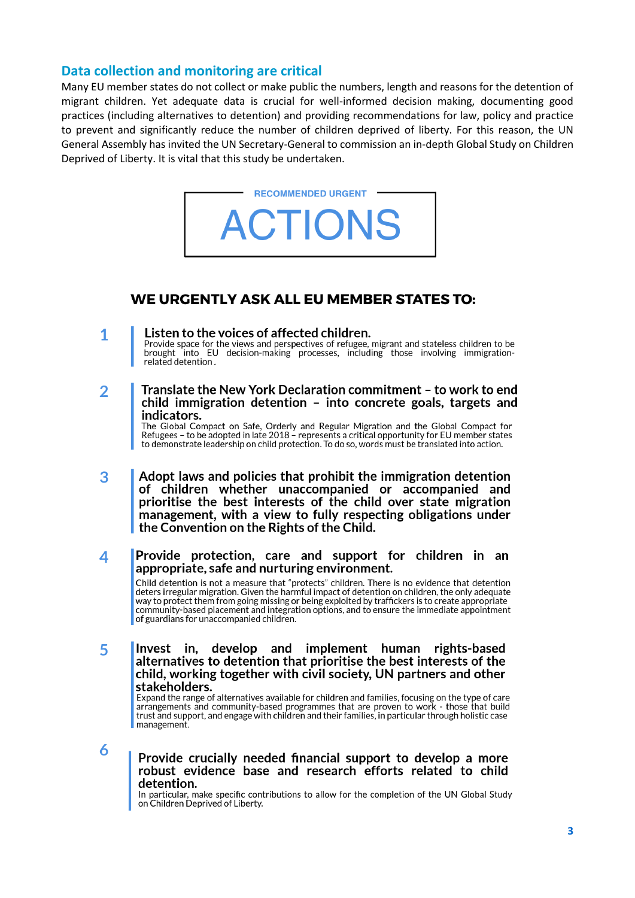## Data collection and monitoring are critical

Many EU member states do not collect or make public the numbers, length and reasons for the detention of migrant children. Yet adequate data is crucial for well-informed decision making, documenting good practices (including alternatives to detention) and providing recommendations for law, policy and practice to prevent and significantly reduce the number of children deprived of liberty. For this reason, the UN General Assembly has invited the UN Secretary-General to commission an in-depth Global Study on Children Deprived of Liberty. It is vital that this study be undertaken.

RECOMMENDED URGENT

# ACTIONS

## WE URGENTLY ASK ALL EU MEMBER STATES TO:

1. **Listen to the voices of affected children.**
   Provide space for the views and perspectives of refugee, migrant and stateless children to be brought into EU decision-making processes, including those involving immigration-related detention.

2. **Translate the New York Declaration commitment – to work to end child immigration detention – into concrete goals, targets and indicators.**
   The Global Compact on Safe, Orderly and Regular Migration and the Global Compact for Refugees – to be adopted in late 2018 – represents a critical opportunity for EU member states to demonstrate leadership on child protection. To do so, words must be translated into action.

3. **Adopt laws and policies that prohibit the immigration detention of children whether unaccompanied or accompanied and prioritise the best interests of the child over state migration management, with a view to fully respecting obligations under the Convention on the Rights of the Child.**

4. **Provide protection, care and support for children in an appropriate, safe and nurturing environment.**
   Child detention is not a measure that "protects" children. There is no evidence that detention deters irregular migration. Given the harmful impact of detention on children, the only adequate way to protect them from going missing or being exploited by traffickers is to create appropriate community-based placement and integration options, and to ensure the immediate appointment of guardians for unaccompanied children.

5. **Invest in, develop and implement human rights-based alternatives to detention that prioritise the best interests of the child, working together with civil society, UN partners and other stakeholders.**
   Expand the range of alternatives available for children and families, focusing on the type of care arrangements and community-based programmes that are proven to work - those that build trust and support, and engage with children and their families, in particular through holistic case management.

6. **Provide crucially needed financial support to develop a more robust evidence base and research efforts related to child detention.**
   In particular, make specific contributions to allow for the completion of the UN Global Study on Children Deprived of Liberty.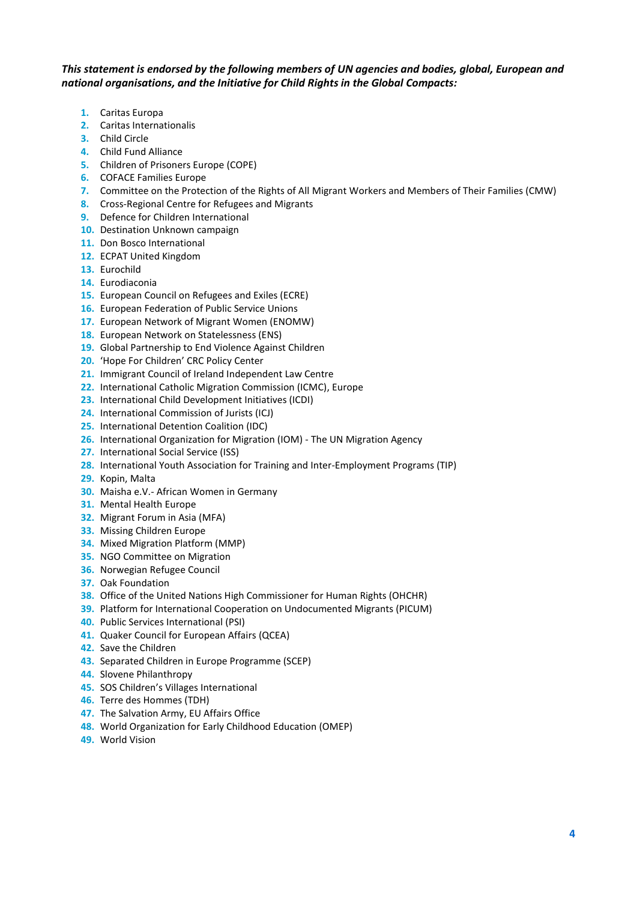***This statement is endorsed by the following members of UN agencies and bodies, global, European and national organisations, and the Initiative for Child Rights in the Global Compacts:***

1. Caritas Europa
2. Caritas Internationalis
3. Child Circle
4. Child Fund Alliance
5. Children of Prisoners Europe (COPE)
6. COFACE Families Europe
7. Committee on the Protection of the Rights of All Migrant Workers and Members of Their Families (CMW)
8. Cross-Regional Centre for Refugees and Migrants
9. Defence for Children International
10. Destination Unknown campaign
11. Don Bosco International
12. ECPAT United Kingdom
13. Eurochild
14. Eurodiaconia
15. European Council on Refugees and Exiles (ECRE)
16. European Federation of Public Service Unions
17. European Network of Migrant Women (ENOMW)
18. European Network on Statelessness (ENS)
19. Global Partnership to End Violence Against Children
20. 'Hope For Children' CRC Policy Center
21. Immigrant Council of Ireland Independent Law Centre
22. International Catholic Migration Commission (ICMC), Europe
23. International Child Development Initiatives (ICDI)
24. International Commission of Jurists (ICJ)
25. International Detention Coalition (IDC)
26. International Organization for Migration (IOM) - The UN Migration Agency
27. International Social Service (ISS)
28. International Youth Association for Training and Inter-Employment Programs (TIP)
29. Kopin, Malta
30. Maisha e.V.- African Women in Germany
31. Mental Health Europe
32. Migrant Forum in Asia (MFA)
33. Missing Children Europe
34. Mixed Migration Platform (MMP)
35. NGO Committee on Migration
36. Norwegian Refugee Council
37. Oak Foundation
38. Office of the United Nations High Commissioner for Human Rights (OHCHR)
39. Platform for International Cooperation on Undocumented Migrants (PICUM)
40. Public Services International (PSI)
41. Quaker Council for European Affairs (QCEA)
42. Save the Children
43. Separated Children in Europe Programme (SCEP)
44. Slovene Philanthropy
45. SOS Children's Villages International
46. Terre des Hommes (TDH)
47. The Salvation Army, EU Affairs Office
48. World Organization for Early Childhood Education (OMEP)
49. World Vision